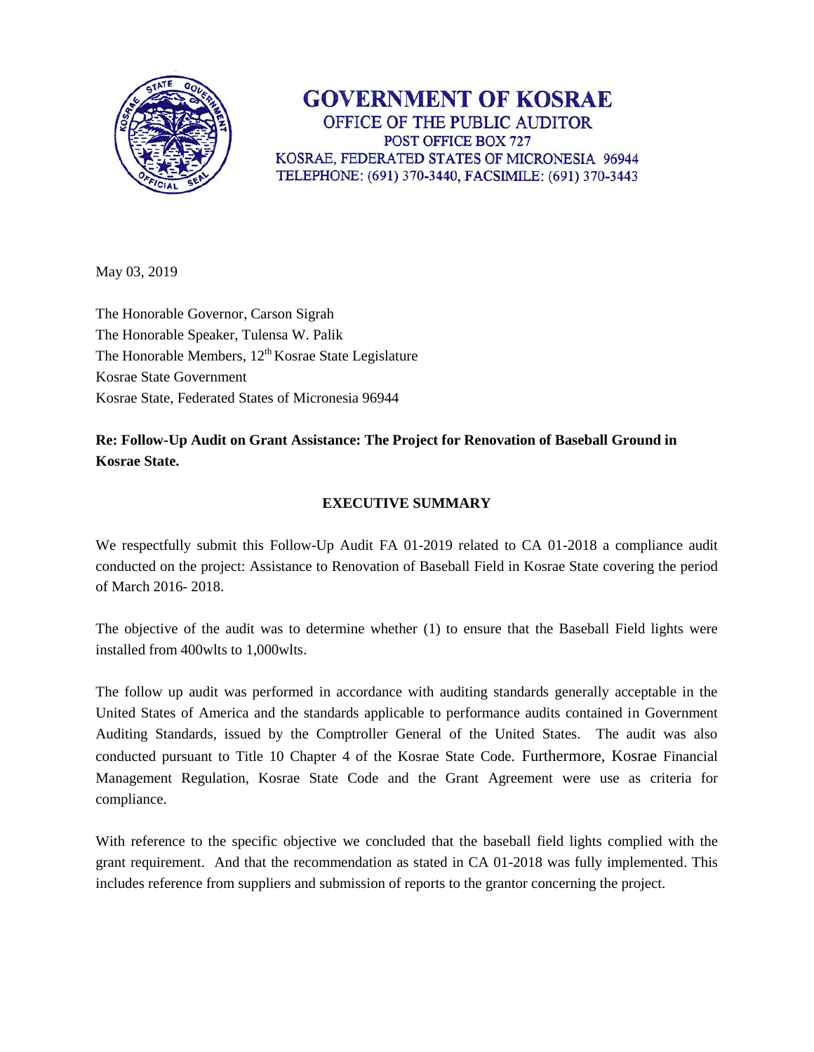# GOVERNMENT OF KOSRAE

OFFICE OF THE PUBLIC AUDITOR
POST OFFICE BOX 727
KOSRAE, FEDERATED STATES OF MICRONESIA 96944
TELEPHONE: (691) 370-3440, FACSIMILE: (691) 370-3443

May 03, 2019

The Honorable Governor, Carson Sigrah
The Honorable Speaker, Tulensa W. Palik
The Honorable Members, 12th Kosrae State Legislature
Kosrae State Government
Kosrae State, Federated States of Micronesia 96944

**Re: Follow-Up Audit on Grant Assistance: The Project for Renovation of Baseball Ground in Kosrae State.**

## EXECUTIVE SUMMARY

We respectfully submit this Follow-Up Audit FA 01-2019 related to CA 01-2018 a compliance audit conducted on the project: Assistance to Renovation of Baseball Field in Kosrae State covering the period of March 2016- 2018.

The objective of the audit was to determine whether (1) to ensure that the Baseball Field lights were installed from 400wlts to 1,000wlts.

The follow up audit was performed in accordance with auditing standards generally acceptable in the United States of America and the standards applicable to performance audits contained in Government Auditing Standards, issued by the Comptroller General of the United States. The audit was also conducted pursuant to Title 10 Chapter 4 of the Kosrae State Code. Furthermore, Kosrae Financial Management Regulation, Kosrae State Code and the Grant Agreement were use as criteria for compliance.

With reference to the specific objective we concluded that the baseball field lights complied with the grant requirement. And that the recommendation as stated in CA 01-2018 was fully implemented. This includes reference from suppliers and submission of reports to the grantor concerning the project.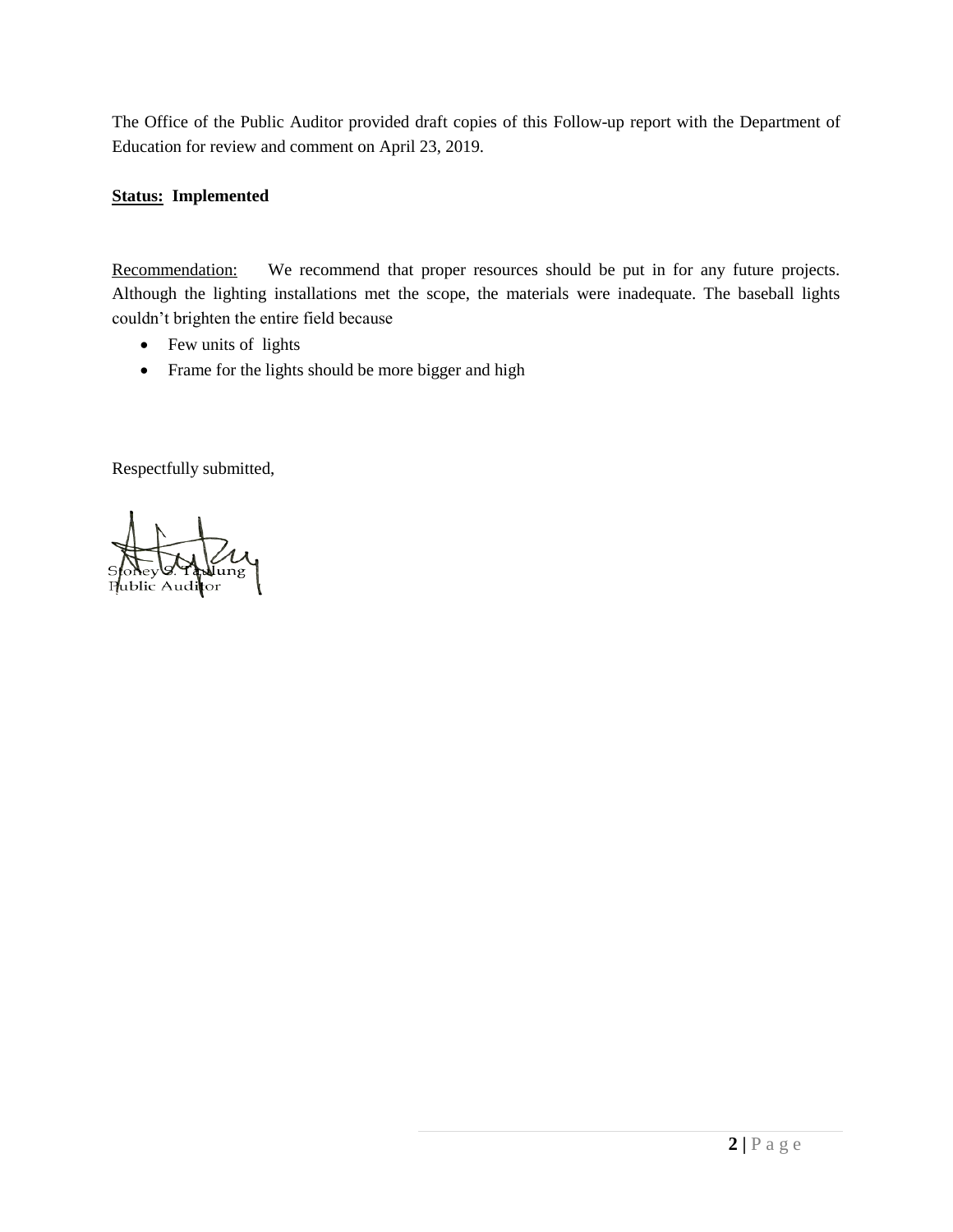The Office of the Public Auditor provided draft copies of this Follow-up report with the Department of Education for review and comment on April 23, 2019.

**Status: Implemented**

Recommendation: We recommend that proper resources should be put in for any future projects. Although the lighting installations met the scope, the materials were inadequate. The baseball lights couldn't brighten the entire field because

- Few units of lights
- Frame for the lights should be more bigger and high

Respectfully submitted,

Stoney S. Taulung
Public Auditor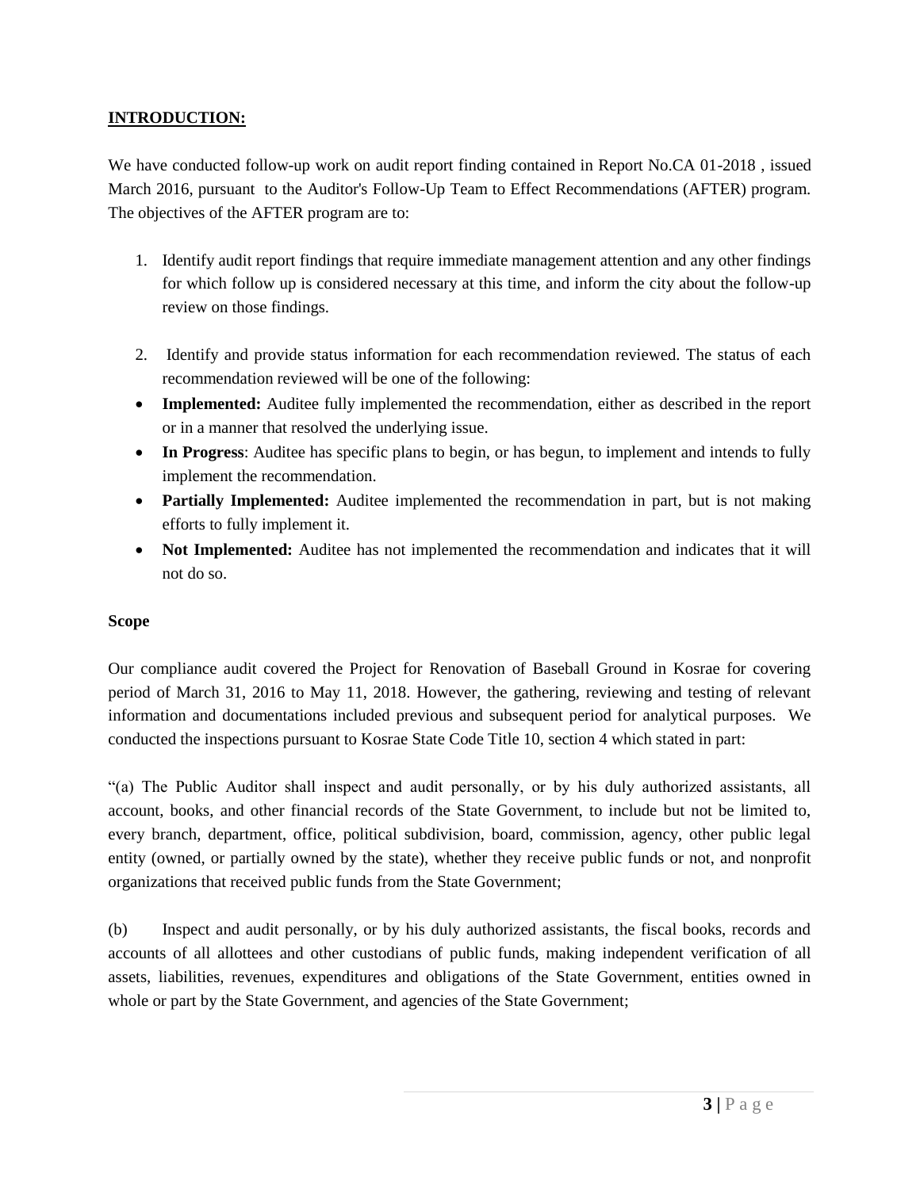## INTRODUCTION:

We have conducted follow-up work on audit report finding contained in Report No.CA 01-2018 , issued March 2016, pursuant to the Auditor's Follow-Up Team to Effect Recommendations (AFTER) program. The objectives of the AFTER program are to:

1. Identify audit report findings that require immediate management attention and any other findings for which follow up is considered necessary at this time, and inform the city about the follow-up review on those findings.

2. Identify and provide status information for each recommendation reviewed. The status of each recommendation reviewed will be one of the following:

- **Implemented:** Auditee fully implemented the recommendation, either as described in the report or in a manner that resolved the underlying issue.
- **In Progress**: Auditee has specific plans to begin, or has begun, to implement and intends to fully implement the recommendation.
- **Partially Implemented:** Auditee implemented the recommendation in part, but is not making efforts to fully implement it.
- **Not Implemented:** Auditee has not implemented the recommendation and indicates that it will not do so.

**Scope**

Our compliance audit covered the Project for Renovation of Baseball Ground in Kosrae for covering period of March 31, 2016 to May 11, 2018. However, the gathering, reviewing and testing of relevant information and documentations included previous and subsequent period for analytical purposes. We conducted the inspections pursuant to Kosrae State Code Title 10, section 4 which stated in part:

"(a) The Public Auditor shall inspect and audit personally, or by his duly authorized assistants, all account, books, and other financial records of the State Government, to include but not be limited to, every branch, department, office, political subdivision, board, commission, agency, other public legal entity (owned, or partially owned by the state), whether they receive public funds or not, and nonprofit organizations that received public funds from the State Government;

(b) Inspect and audit personally, or by his duly authorized assistants, the fiscal books, records and accounts of all allottees and other custodians of public funds, making independent verification of all assets, liabilities, revenues, expenditures and obligations of the State Government, entities owned in whole or part by the State Government, and agencies of the State Government;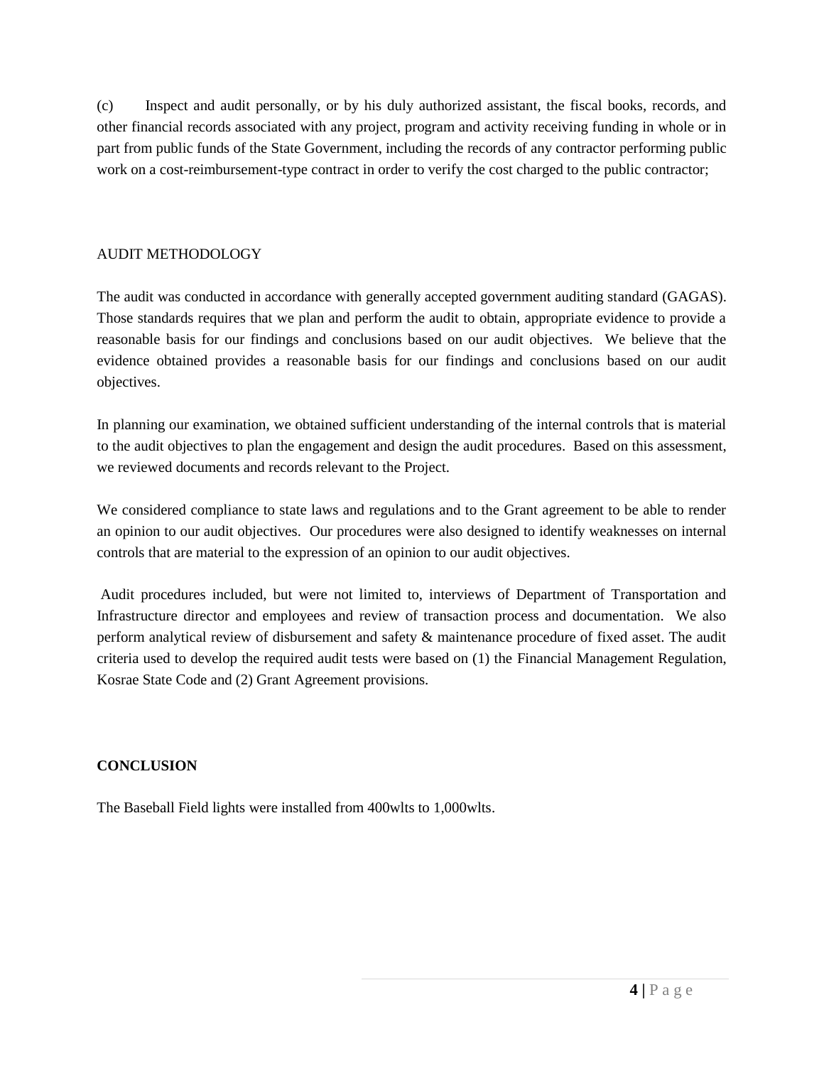(c) Inspect and audit personally, or by his duly authorized assistant, the fiscal books, records, and other financial records associated with any project, program and activity receiving funding in whole or in part from public funds of the State Government, including the records of any contractor performing public work on a cost-reimbursement-type contract in order to verify the cost charged to the public contractor;

AUDIT METHODOLOGY

The audit was conducted in accordance with generally accepted government auditing standard (GAGAS). Those standards requires that we plan and perform the audit to obtain, appropriate evidence to provide a reasonable basis for our findings and conclusions based on our audit objectives. We believe that the evidence obtained provides a reasonable basis for our findings and conclusions based on our audit objectives.

In planning our examination, we obtained sufficient understanding of the internal controls that is material to the audit objectives to plan the engagement and design the audit procedures. Based on this assessment, we reviewed documents and records relevant to the Project.

We considered compliance to state laws and regulations and to the Grant agreement to be able to render an opinion to our audit objectives. Our procedures were also designed to identify weaknesses on internal controls that are material to the expression of an opinion to our audit objectives.

Audit procedures included, but were not limited to, interviews of Department of Transportation and Infrastructure director and employees and review of transaction process and documentation. We also perform analytical review of disbursement and safety & maintenance procedure of fixed asset. The audit criteria used to develop the required audit tests were based on (1) the Financial Management Regulation, Kosrae State Code and (2) Grant Agreement provisions.

**CONCLUSION**

The Baseball Field lights were installed from 400wlts to 1,000wlts.